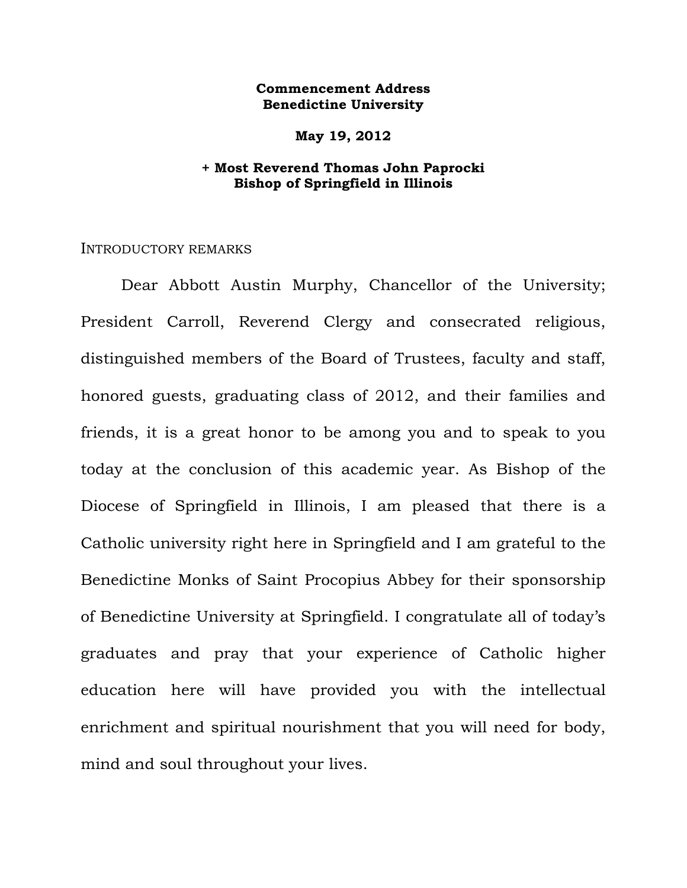**Commencement Address**
**Benedictine University**

**May 19, 2012**

**+ Most Reverend Thomas John Paprocki**
**Bishop of Springfield in Illinois**

INTRODUCTORY REMARKS

Dear Abbott Austin Murphy, Chancellor of the University; President Carroll, Reverend Clergy and consecrated religious, distinguished members of the Board of Trustees, faculty and staff, honored guests, graduating class of 2012, and their families and friends, it is a great honor to be among you and to speak to you today at the conclusion of this academic year. As Bishop of the Diocese of Springfield in Illinois, I am pleased that there is a Catholic university right here in Springfield and I am grateful to the Benedictine Monks of Saint Procopius Abbey for their sponsorship of Benedictine University at Springfield. I congratulate all of today's graduates and pray that your experience of Catholic higher education here will have provided you with the intellectual enrichment and spiritual nourishment that you will need for body, mind and soul throughout your lives.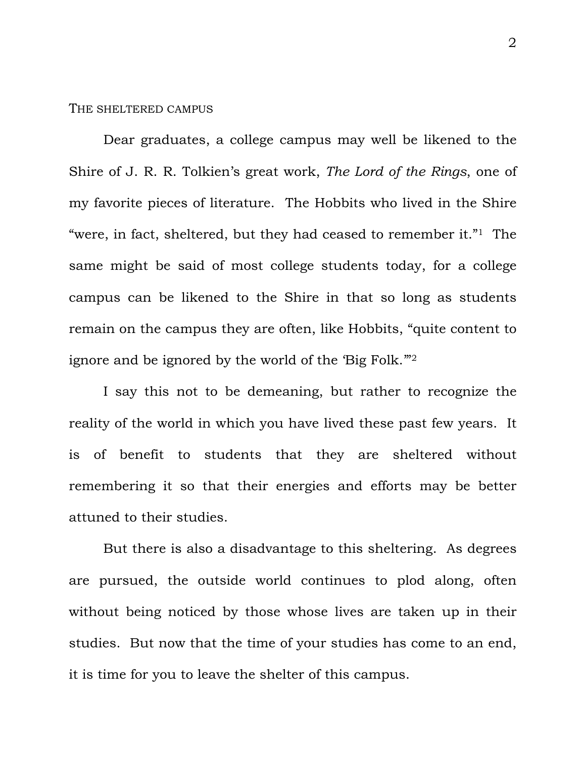## THE SHELTERED CAMPUS

Dear graduates, a college campus may well be likened to the Shire of J. R. R. Tolkien's great work, *The Lord of the Rings*, one of my favorite pieces of literature. The Hobbits who lived in the Shire "were, in fact, sheltered, but they had ceased to remember it."[1] The same might be said of most college students today, for a college campus can be likened to the Shire in that so long as students remain on the campus they are often, like Hobbits, "quite content to ignore and be ignored by the world of the 'Big Folk.'"[2]

I say this not to be demeaning, but rather to recognize the reality of the world in which you have lived these past few years. It is of benefit to students that they are sheltered without remembering it so that their energies and efforts may be better attuned to their studies.

But there is also a disadvantage to this sheltering. As degrees are pursued, the outside world continues to plod along, often without being noticed by those whose lives are taken up in their studies. But now that the time of your studies has come to an end, it is time for you to leave the shelter of this campus.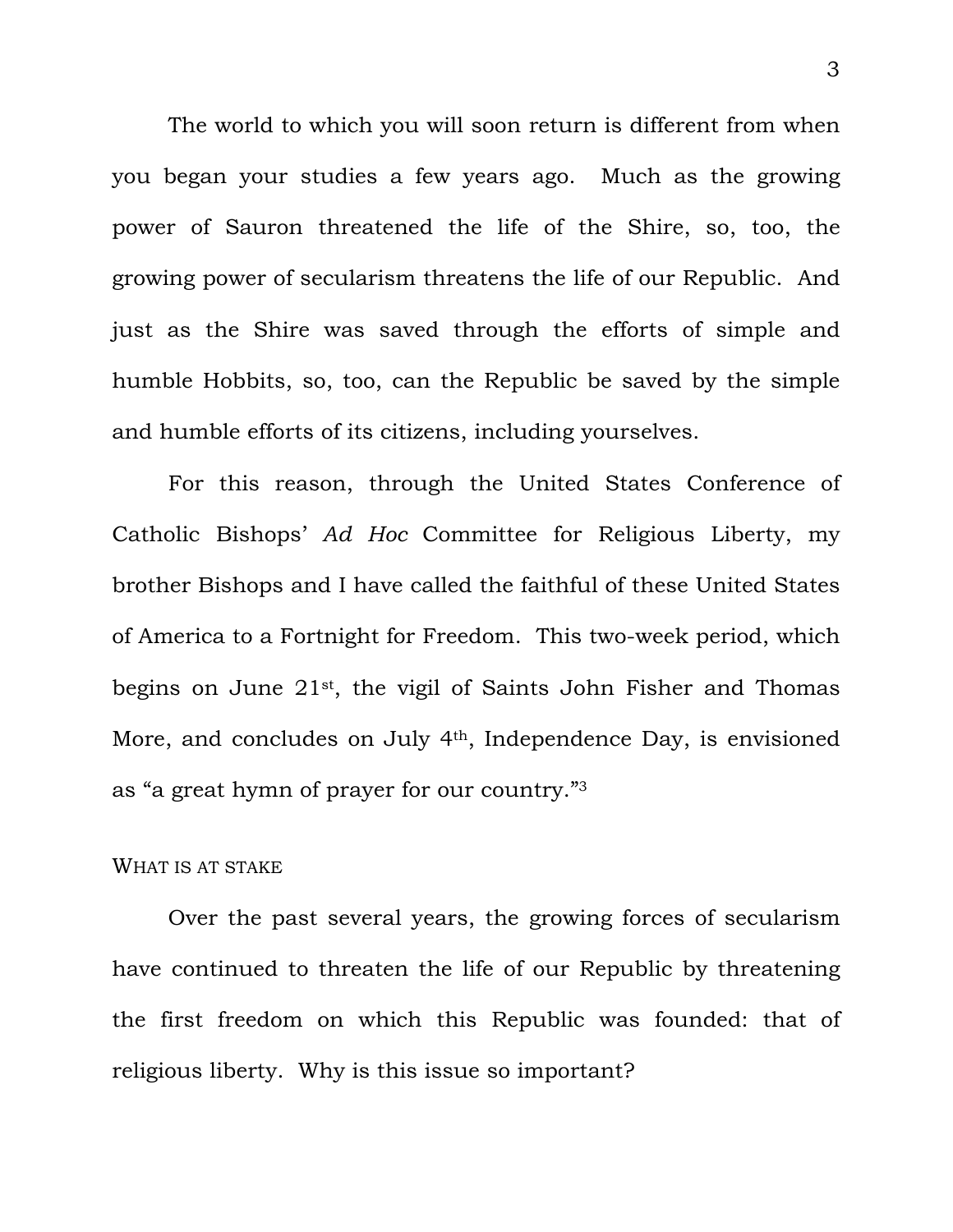The world to which you will soon return is different from when you began your studies a few years ago. Much as the growing power of Sauron threatened the life of the Shire, so, too, the growing power of secularism threatens the life of our Republic. And just as the Shire was saved through the efforts of simple and humble Hobbits, so, too, can the Republic be saved by the simple and humble efforts of its citizens, including yourselves.

For this reason, through the United States Conference of Catholic Bishops' *Ad Hoc* Committee for Religious Liberty, my brother Bishops and I have called the faithful of these United States of America to a Fortnight for Freedom. This two-week period, which begins on June 21st, the vigil of Saints John Fisher and Thomas More, and concludes on July 4th, Independence Day, is envisioned as "a great hymn of prayer for our country."[3]

## WHAT IS AT STAKE

Over the past several years, the growing forces of secularism have continued to threaten the life of our Republic by threatening the first freedom on which this Republic was founded: that of religious liberty. Why is this issue so important?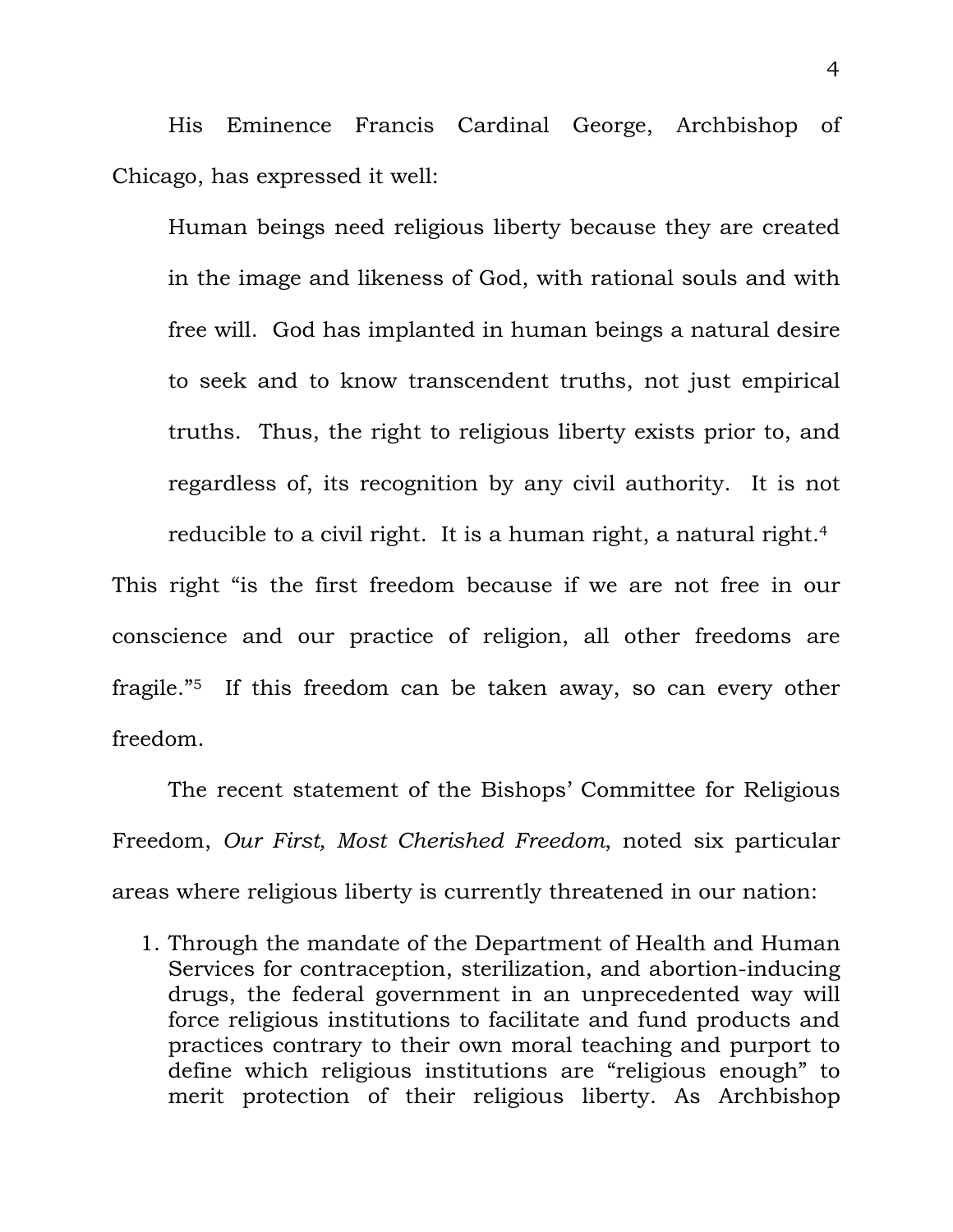His Eminence Francis Cardinal George, Archbishop of Chicago, has expressed it well:

> Human beings need religious liberty because they are created in the image and likeness of God, with rational souls and with free will. God has implanted in human beings a natural desire to seek and to know transcendent truths, not just empirical truths. Thus, the right to religious liberty exists prior to, and regardless of, its recognition by any civil authority. It is not reducible to a civil right. It is a human right, a natural right.[4]

This right "is the first freedom because if we are not free in our conscience and our practice of religion, all other freedoms are fragile."[5] If this freedom can be taken away, so can every other freedom.

The recent statement of the Bishops' Committee for Religious Freedom, *Our First, Most Cherished Freedom*, noted six particular areas where religious liberty is currently threatened in our nation:

1. Through the mandate of the Department of Health and Human Services for contraception, sterilization, and abortion-inducing drugs, the federal government in an unprecedented way will force religious institutions to facilitate and fund products and practices contrary to their own moral teaching and purport to define which religious institutions are "religious enough" to merit protection of their religious liberty. As Archbishop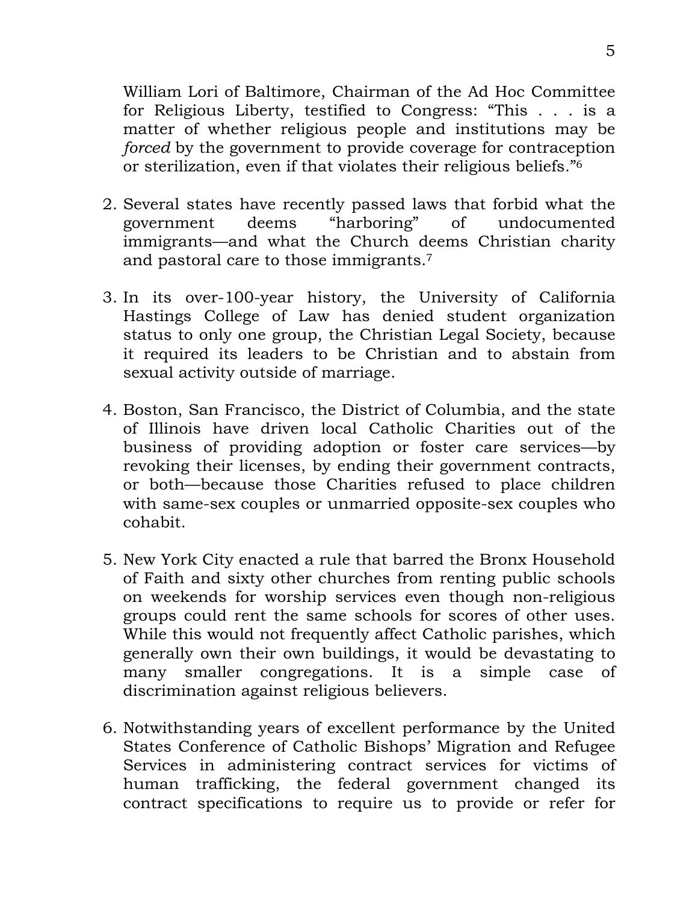William Lori of Baltimore, Chairman of the Ad Hoc Committee for Religious Liberty, testified to Congress: "This . . . is a matter of whether religious people and institutions may be *forced* by the government to provide coverage for contraception or sterilization, even if that violates their religious beliefs."[6]

2. Several states have recently passed laws that forbid what the government deems "harboring" of undocumented immigrants—and what the Church deems Christian charity and pastoral care to those immigrants.[7]

3. In its over-100-year history, the University of California Hastings College of Law has denied student organization status to only one group, the Christian Legal Society, because it required its leaders to be Christian and to abstain from sexual activity outside of marriage.

4. Boston, San Francisco, the District of Columbia, and the state of Illinois have driven local Catholic Charities out of the business of providing adoption or foster care services—by revoking their licenses, by ending their government contracts, or both—because those Charities refused to place children with same-sex couples or unmarried opposite-sex couples who cohabit.

5. New York City enacted a rule that barred the Bronx Household of Faith and sixty other churches from renting public schools on weekends for worship services even though non-religious groups could rent the same schools for scores of other uses. While this would not frequently affect Catholic parishes, which generally own their own buildings, it would be devastating to many smaller congregations. It is a simple case of discrimination against religious believers.

6. Notwithstanding years of excellent performance by the United States Conference of Catholic Bishops' Migration and Refugee Services in administering contract services for victims of human trafficking, the federal government changed its contract specifications to require us to provide or refer for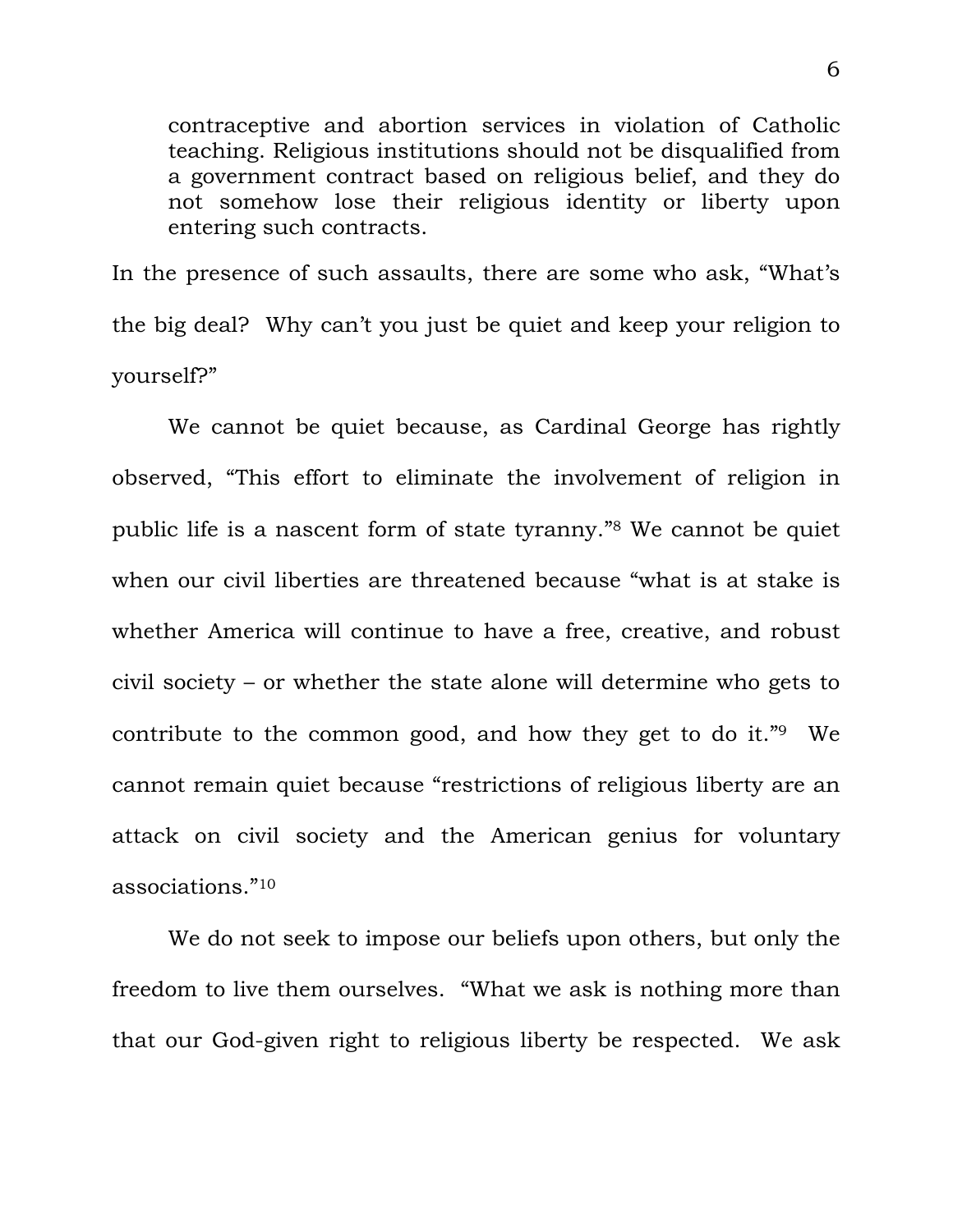> contraceptive and abortion services in violation of Catholic teaching. Religious institutions should not be disqualified from a government contract based on religious belief, and they do not somehow lose their religious identity or liberty upon entering such contracts.

In the presence of such assaults, there are some who ask, "What's the big deal? Why can't you just be quiet and keep your religion to yourself?"

We cannot be quiet because, as Cardinal George has rightly observed, "This effort to eliminate the involvement of religion in public life is a nascent form of state tyranny."[8] We cannot be quiet when our civil liberties are threatened because "what is at stake is whether America will continue to have a free, creative, and robust civil society – or whether the state alone will determine who gets to contribute to the common good, and how they get to do it."[9] We cannot remain quiet because "restrictions of religious liberty are an attack on civil society and the American genius for voluntary associations."[10]

We do not seek to impose our beliefs upon others, but only the freedom to live them ourselves. "What we ask is nothing more than that our God-given right to religious liberty be respected. We ask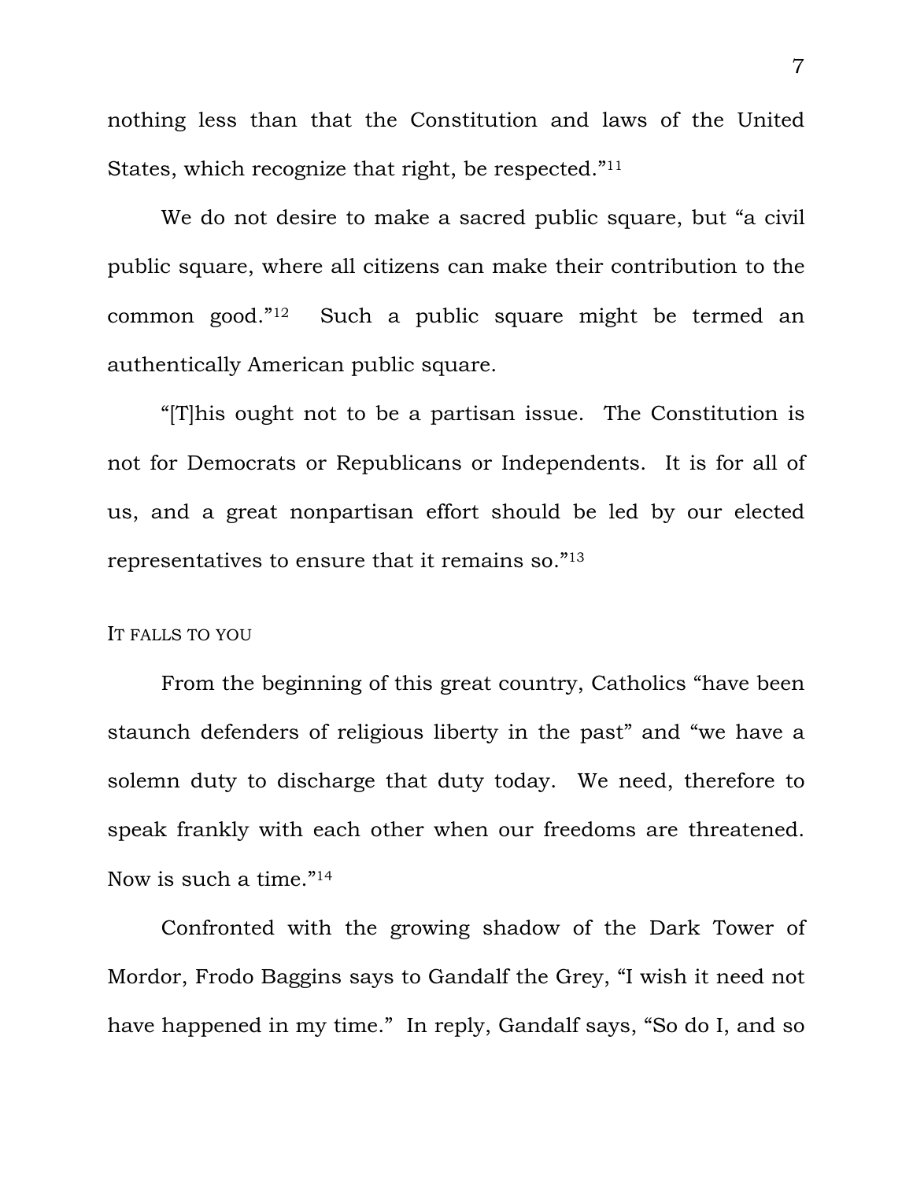nothing less than that the Constitution and laws of the United States, which recognize that right, be respected."[11]

We do not desire to make a sacred public square, but "a civil public square, where all citizens can make their contribution to the common good."[12] Such a public square might be termed an authentically American public square.

"[T]his ought not to be a partisan issue. The Constitution is not for Democrats or Republicans or Independents. It is for all of us, and a great nonpartisan effort should be led by our elected representatives to ensure that it remains so."[13]

## IT FALLS TO YOU

From the beginning of this great country, Catholics "have been staunch defenders of religious liberty in the past" and "we have a solemn duty to discharge that duty today. We need, therefore to speak frankly with each other when our freedoms are threatened. Now is such a time."[14]

Confronted with the growing shadow of the Dark Tower of Mordor, Frodo Baggins says to Gandalf the Grey, "I wish it need not have happened in my time." In reply, Gandalf says, "So do I, and so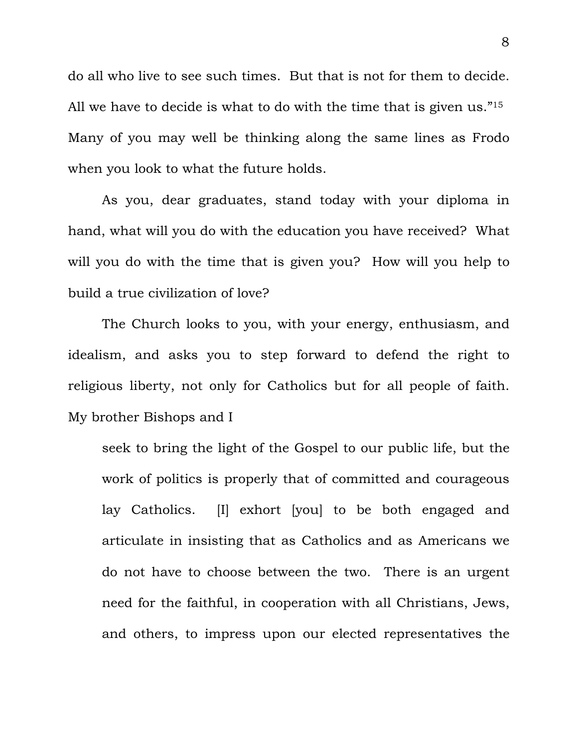do all who live to see such times. But that is not for them to decide. All we have to decide is what to do with the time that is given us."[15] Many of you may well be thinking along the same lines as Frodo when you look to what the future holds.

As you, dear graduates, stand today with your diploma in hand, what will you do with the education you have received? What will you do with the time that is given you? How will you help to build a true civilization of love?

The Church looks to you, with your energy, enthusiasm, and idealism, and asks you to step forward to defend the right to religious liberty, not only for Catholics but for all people of faith. My brother Bishops and I

> seek to bring the light of the Gospel to our public life, but the work of politics is properly that of committed and courageous lay Catholics. [I] exhort [you] to be both engaged and articulate in insisting that as Catholics and as Americans we do not have to choose between the two. There is an urgent need for the faithful, in cooperation with all Christians, Jews, and others, to impress upon our elected representatives the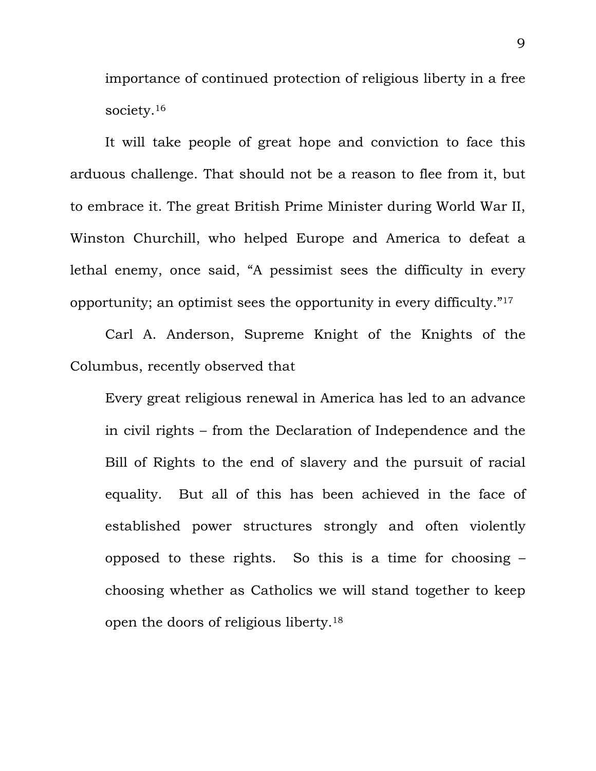importance of continued protection of religious liberty in a free society.[16]

It will take people of great hope and conviction to face this arduous challenge. That should not be a reason to flee from it, but to embrace it. The great British Prime Minister during World War II, Winston Churchill, who helped Europe and America to defeat a lethal enemy, once said, "A pessimist sees the difficulty in every opportunity; an optimist sees the opportunity in every difficulty."[17]

Carl A. Anderson, Supreme Knight of the Knights of the Columbus, recently observed that

> Every great religious renewal in America has led to an advance in civil rights – from the Declaration of Independence and the Bill of Rights to the end of slavery and the pursuit of racial equality. But all of this has been achieved in the face of established power structures strongly and often violently opposed to these rights. So this is a time for choosing – choosing whether as Catholics we will stand together to keep open the doors of religious liberty.[18]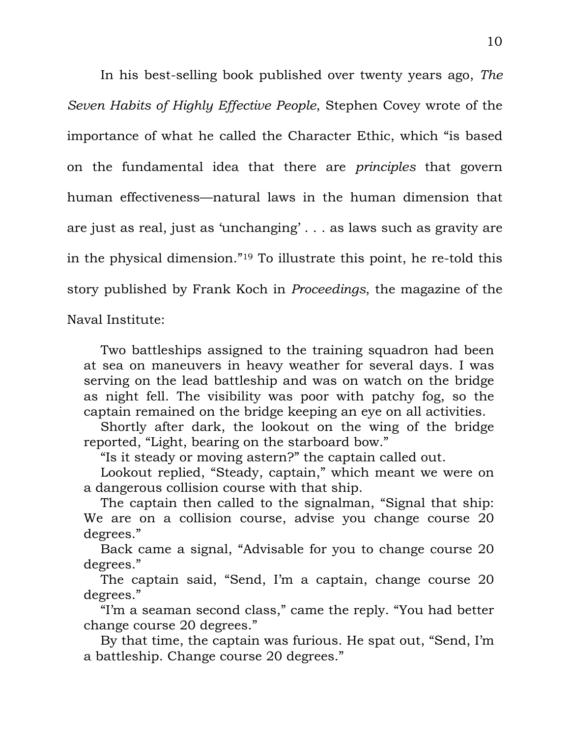In his best-selling book published over twenty years ago, *The Seven Habits of Highly Effective People*, Stephen Covey wrote of the importance of what he called the Character Ethic, which "is based on the fundamental idea that there are *principles* that govern human effectiveness—natural laws in the human dimension that are just as real, just as 'unchanging' . . . as laws such as gravity are in the physical dimension."[19] To illustrate this point, he re-told this story published by Frank Koch in *Proceedings*, the magazine of the Naval Institute:

> Two battleships assigned to the training squadron had been at sea on maneuvers in heavy weather for several days. I was serving on the lead battleship and was on watch on the bridge as night fell. The visibility was poor with patchy fog, so the captain remained on the bridge keeping an eye on all activities.
>
> Shortly after dark, the lookout on the wing of the bridge reported, "Light, bearing on the starboard bow."
>
> "Is it steady or moving astern?" the captain called out.
>
> Lookout replied, "Steady, captain," which meant we were on a dangerous collision course with that ship.
>
> The captain then called to the signalman, "Signal that ship: We are on a collision course, advise you change course 20 degrees."
>
> Back came a signal, "Advisable for you to change course 20 degrees."
>
> The captain said, "Send, I'm a captain, change course 20 degrees."
>
> "I'm a seaman second class," came the reply. "You had better change course 20 degrees."
>
> By that time, the captain was furious. He spat out, "Send, I'm a battleship. Change course 20 degrees."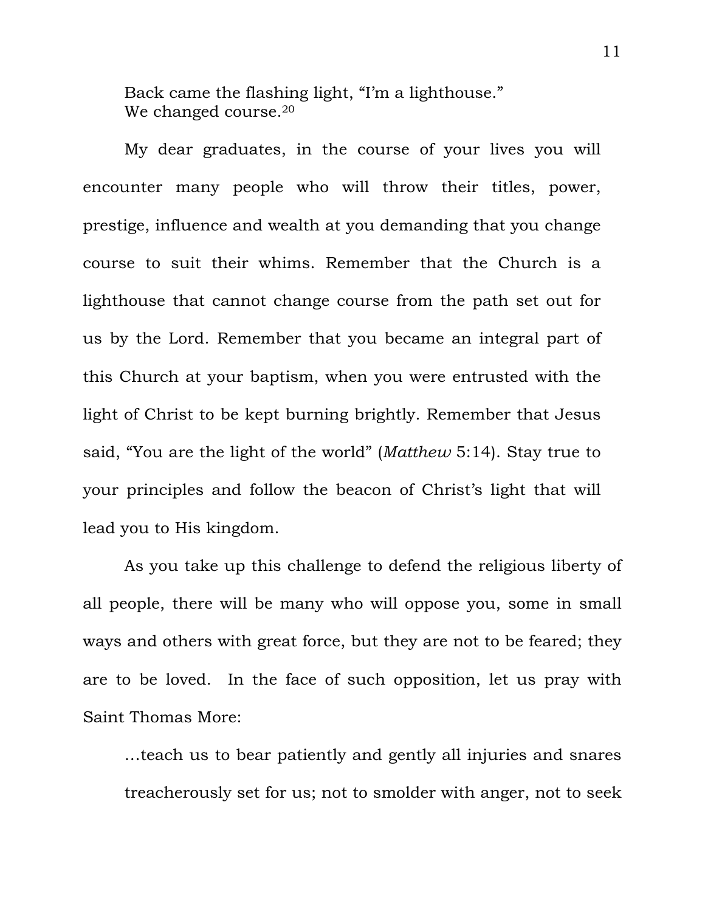> Back came the flashing light, "I'm a lighthouse."
> We changed course.[20]

My dear graduates, in the course of your lives you will encounter many people who will throw their titles, power, prestige, influence and wealth at you demanding that you change course to suit their whims. Remember that the Church is a lighthouse that cannot change course from the path set out for us by the Lord. Remember that you became an integral part of this Church at your baptism, when you were entrusted with the light of Christ to be kept burning brightly. Remember that Jesus said, "You are the light of the world" (*Matthew* 5:14). Stay true to your principles and follow the beacon of Christ's light that will lead you to His kingdom.

As you take up this challenge to defend the religious liberty of all people, there will be many who will oppose you, some in small ways and others with great force, but they are not to be feared; they are to be loved. In the face of such opposition, let us pray with Saint Thomas More:

> …teach us to bear patiently and gently all injuries and snares treacherously set for us; not to smolder with anger, not to seek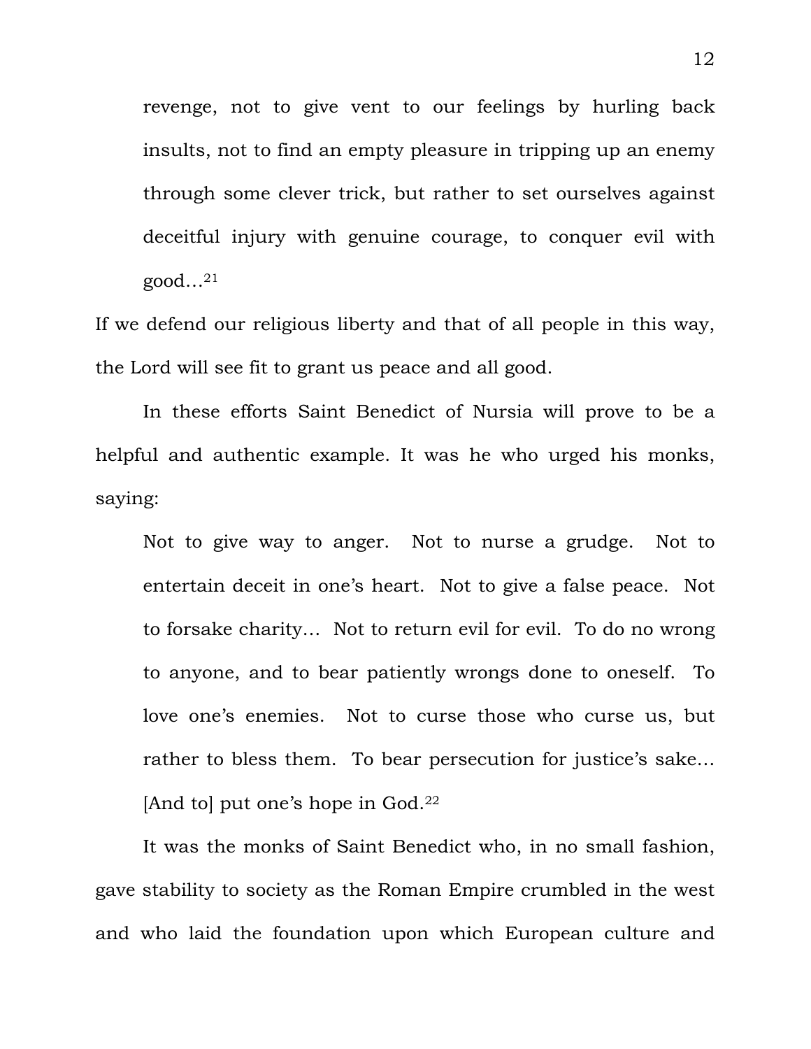> revenge, not to give vent to our feelings by hurling back insults, not to find an empty pleasure in tripping up an enemy through some clever trick, but rather to set ourselves against deceitful injury with genuine courage, to conquer evil with good…[21]

If we defend our religious liberty and that of all people in this way, the Lord will see fit to grant us peace and all good.

In these efforts Saint Benedict of Nursia will prove to be a helpful and authentic example. It was he who urged his monks, saying:

> Not to give way to anger. Not to nurse a grudge. Not to entertain deceit in one's heart. Not to give a false peace. Not to forsake charity… Not to return evil for evil. To do no wrong to anyone, and to bear patiently wrongs done to oneself. To love one's enemies. Not to curse those who curse us, but rather to bless them. To bear persecution for justice's sake… [And to] put one's hope in God.[22]

It was the monks of Saint Benedict who, in no small fashion, gave stability to society as the Roman Empire crumbled in the west and who laid the foundation upon which European culture and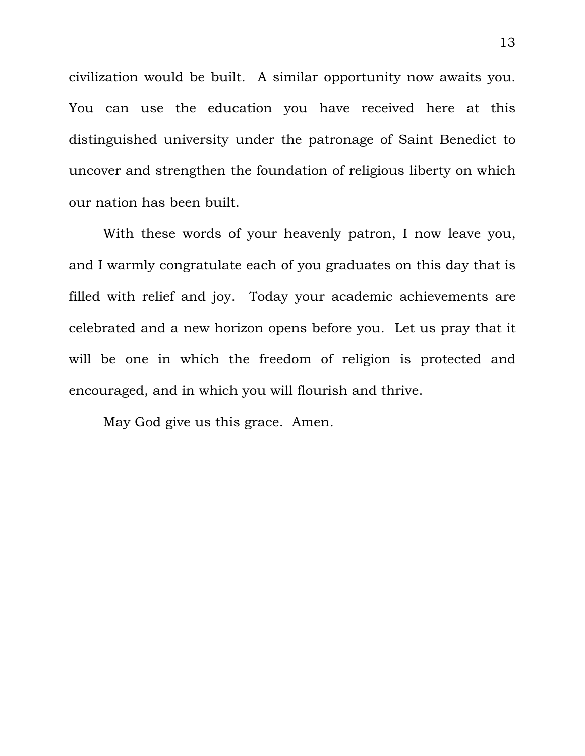civilization would be built. A similar opportunity now awaits you. You can use the education you have received here at this distinguished university under the patronage of Saint Benedict to uncover and strengthen the foundation of religious liberty on which our nation has been built.

With these words of your heavenly patron, I now leave you, and I warmly congratulate each of you graduates on this day that is filled with relief and joy. Today your academic achievements are celebrated and a new horizon opens before you. Let us pray that it will be one in which the freedom of religion is protected and encouraged, and in which you will flourish and thrive.

May God give us this grace. Amen.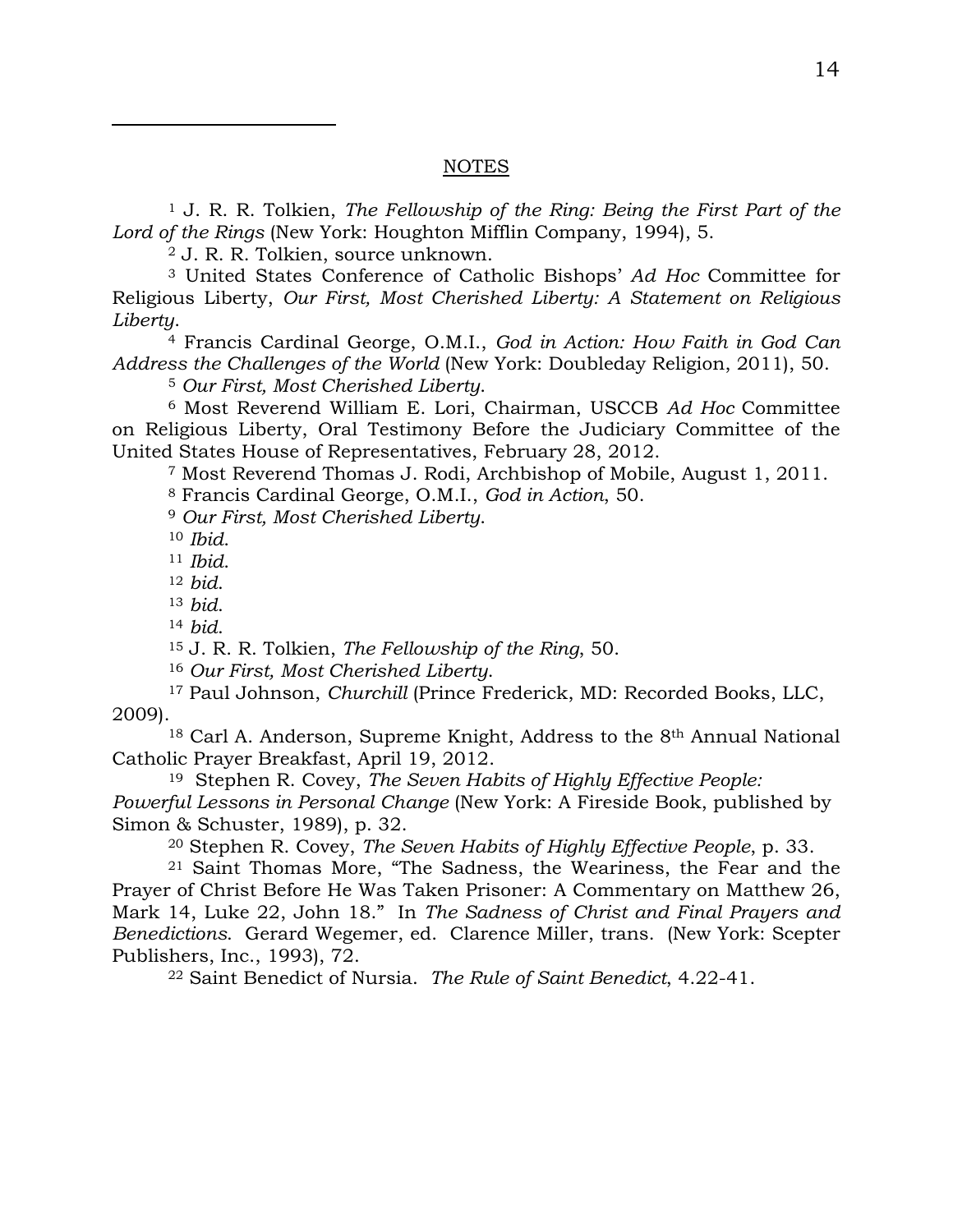## NOTES

[1] J. R. R. Tolkien, *The Fellowship of the Ring: Being the First Part of the Lord of the Rings* (New York: Houghton Mifflin Company, 1994), 5.

[2] J. R. R. Tolkien, source unknown.

[3] United States Conference of Catholic Bishops' *Ad Hoc* Committee for Religious Liberty, *Our First, Most Cherished Liberty: A Statement on Religious Liberty*.

[4] Francis Cardinal George, O.M.I., *God in Action: How Faith in God Can Address the Challenges of the World* (New York: Doubleday Religion, 2011), 50.

[5] *Our First, Most Cherished Liberty*.

[6] Most Reverend William E. Lori, Chairman, USCCB *Ad Hoc* Committee on Religious Liberty, Oral Testimony Before the Judiciary Committee of the United States House of Representatives, February 28, 2012.

[7] Most Reverend Thomas J. Rodi, Archbishop of Mobile, August 1, 2011.

[8] Francis Cardinal George, O.M.I., *God in Action*, 50.

[9] *Our First, Most Cherished Liberty*.

[10] *Ibid*.

[11] *Ibid*.

[12] *bid*.

[13] *bid*.

[14] *bid*.

[15] J. R. R. Tolkien, *The Fellowship of the Ring*, 50.

[16] *Our First, Most Cherished Liberty*.

[17] Paul Johnson, *Churchill* (Prince Frederick, MD: Recorded Books, LLC, 2009).

[18] Carl A. Anderson, Supreme Knight, Address to the 8th Annual National Catholic Prayer Breakfast, April 19, 2012.

[19] Stephen R. Covey, *The Seven Habits of Highly Effective People: Powerful Lessons in Personal Change* (New York: A Fireside Book, published by Simon & Schuster, 1989), p. 32.

[20] Stephen R. Covey, *The Seven Habits of Highly Effective People*, p. 33.

[21] Saint Thomas More, "The Sadness, the Weariness, the Fear and the Prayer of Christ Before He Was Taken Prisoner: A Commentary on Matthew 26, Mark 14, Luke 22, John 18." In *The Sadness of Christ and Final Prayers and Benedictions*. Gerard Wegemer, ed. Clarence Miller, trans. (New York: Scepter Publishers, Inc., 1993), 72.

[22] Saint Benedict of Nursia. *The Rule of Saint Benedict*, 4.22-41.